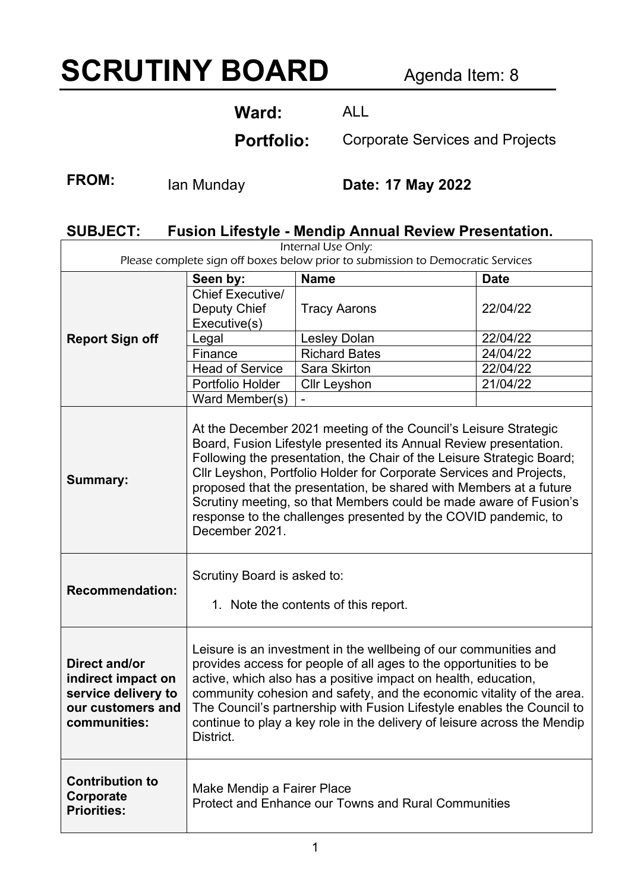# SCRUTINY BOARD

Agenda Item: 8

**Ward:** ALL

**Portfolio:** Corporate Services and Projects

**FROM:** Ian Munday **Date: 17 May 2022**

## SUBJECT: Fusion Lifestyle - Mendip Annual Review Presentation.

| Internal Use Only: Please complete sign off boxes below prior to submission to Democratic Services | | | |
|---|---|---|---|
| **Report Sign off** | **Seen by:** | **Name** | **Date** |
| | Chief Executive/ Deputy Chief Executive(s) | Tracy Aarons | 22/04/22 |
| | Legal | Lesley Dolan | 22/04/22 |
| | Finance | Richard Bates | 24/04/22 |
| | Head of Service | Sara Skirton | 22/04/22 |
| | Portfolio Holder | Cllr Leyshon | 21/04/22 |
| | Ward Member(s) | - | |
| **Summary:** | At the December 2021 meeting of the Council's Leisure Strategic Board, Fusion Lifestyle presented its Annual Review presentation. Following the presentation, the Chair of the Leisure Strategic Board; Cllr Leyshon, Portfolio Holder for Corporate Services and Projects, proposed that the presentation, be shared with Members at a future Scrutiny meeting, so that Members could be made aware of Fusion's response to the challenges presented by the COVID pandemic, to December 2021. | | |
| **Recommendation:** | Scrutiny Board is asked to: 1. Note the contents of this report. | | |
| **Direct and/or indirect impact on service delivery to our customers and communities:** | Leisure is an investment in the wellbeing of our communities and provides access for people of all ages to the opportunities to be active, which also has a positive impact on health, education, community cohesion and safety, and the economic vitality of the area. The Council's partnership with Fusion Lifestyle enables the Council to continue to play a key role in the delivery of leisure across the Mendip District. | | |
| **Contribution to Corporate Priorities:** | Make Mendip a Fairer Place<br>Protect and Enhance our Towns and Rural Communities | | |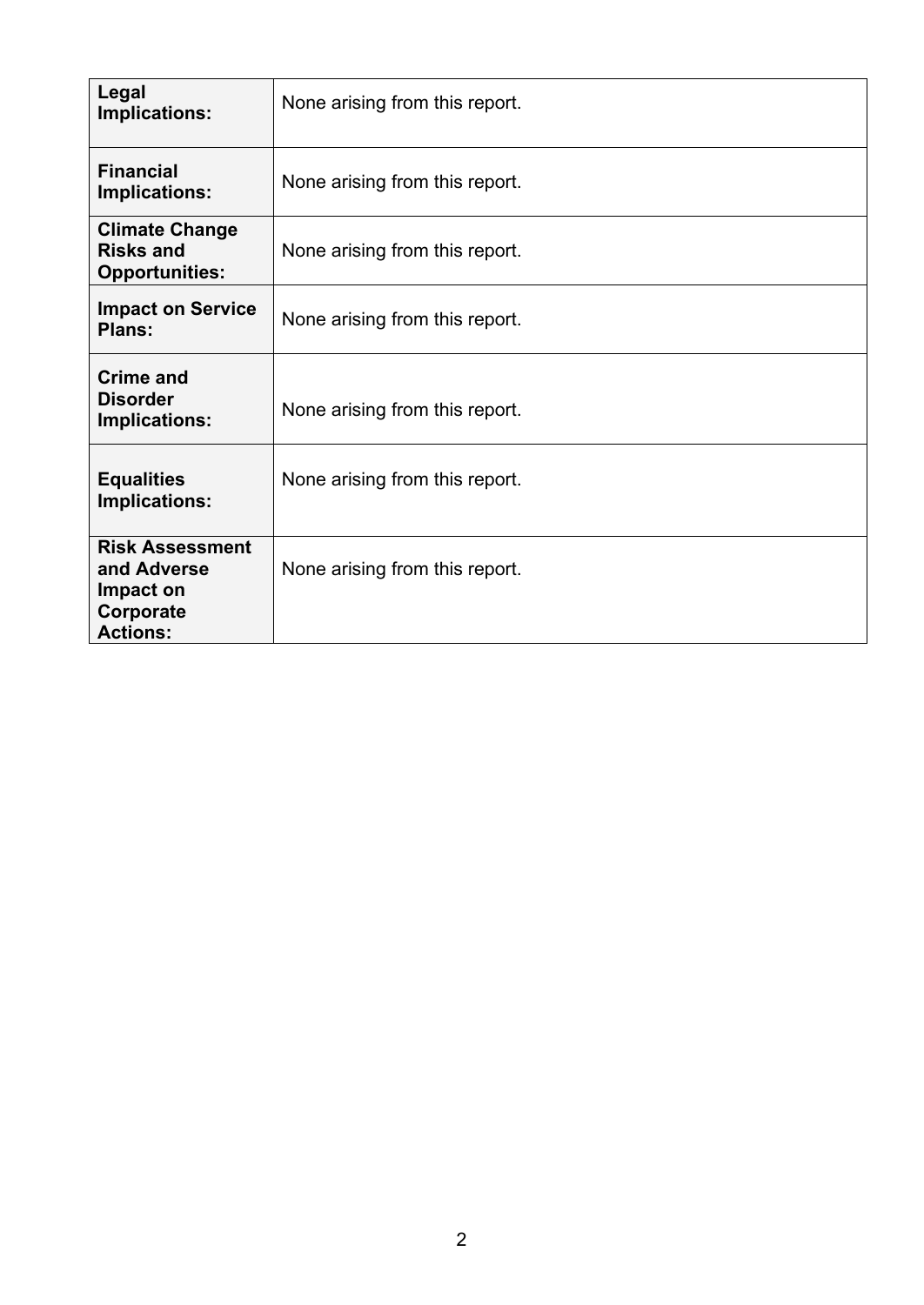| | |
|---|---|
| **Legal Implications:** | None arising from this report. |
| **Financial Implications:** | None arising from this report. |
| **Climate Change Risks and Opportunities:** | None arising from this report. |
| **Impact on Service Plans:** | None arising from this report. |
| **Crime and Disorder Implications:** | None arising from this report. |
| **Equalities Implications:** | None arising from this report. |
| **Risk Assessment and Adverse Impact on Corporate Actions:** | None arising from this report. |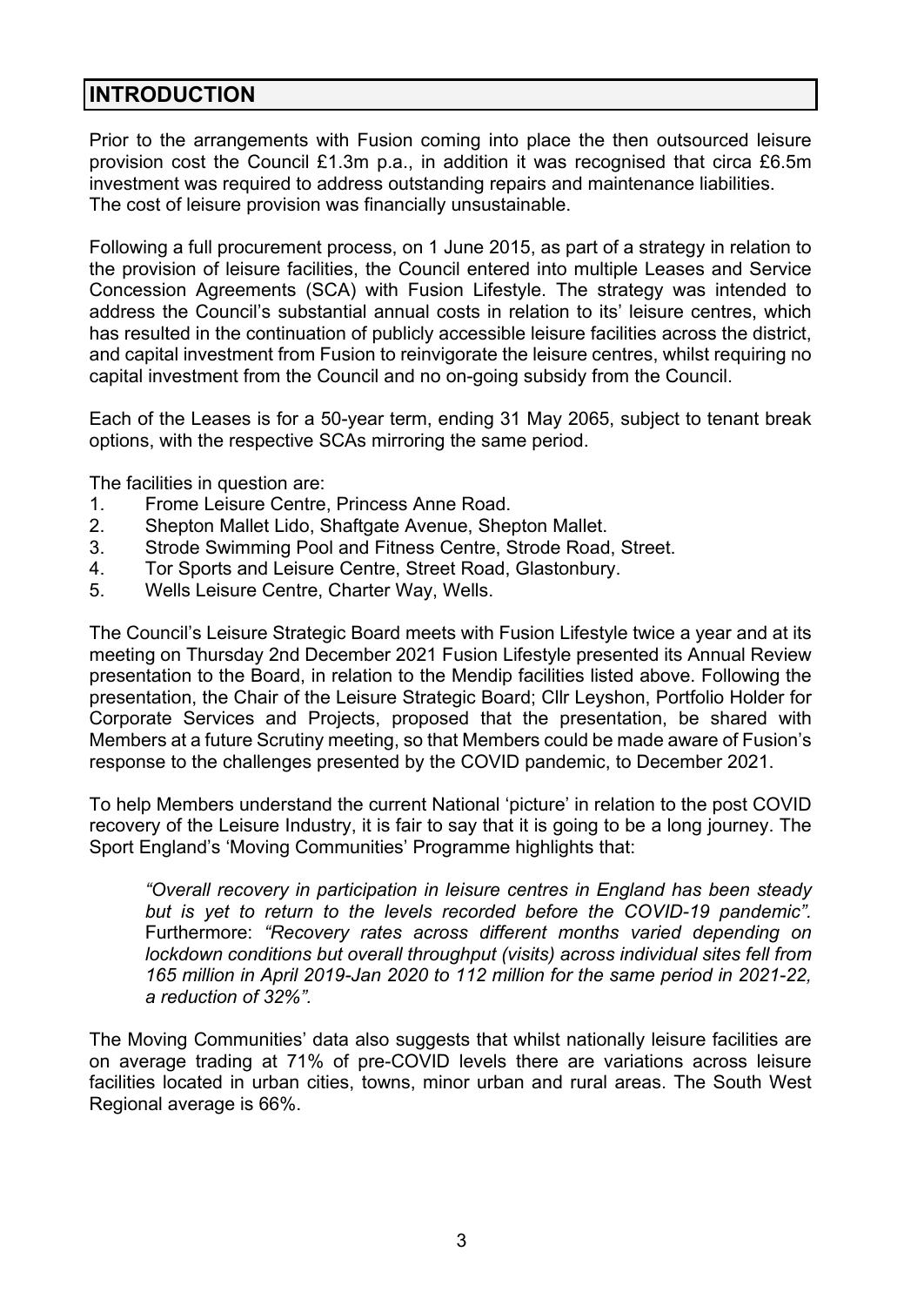# INTRODUCTION

Prior to the arrangements with Fusion coming into place the then outsourced leisure provision cost the Council £1.3m p.a., in addition it was recognised that circa £6.5m investment was required to address outstanding repairs and maintenance liabilities. The cost of leisure provision was financially unsustainable.

Following a full procurement process, on 1 June 2015, as part of a strategy in relation to the provision of leisure facilities, the Council entered into multiple Leases and Service Concession Agreements (SCA) with Fusion Lifestyle. The strategy was intended to address the Council's substantial annual costs in relation to its' leisure centres, which has resulted in the continuation of publicly accessible leisure facilities across the district, and capital investment from Fusion to reinvigorate the leisure centres, whilst requiring no capital investment from the Council and no on-going subsidy from the Council.

Each of the Leases is for a 50-year term, ending 31 May 2065, subject to tenant break options, with the respective SCAs mirroring the same period.

The facilities in question are:

1. Frome Leisure Centre, Princess Anne Road.
2. Shepton Mallet Lido, Shaftgate Avenue, Shepton Mallet.
3. Strode Swimming Pool and Fitness Centre, Strode Road, Street.
4. Tor Sports and Leisure Centre, Street Road, Glastonbury.
5. Wells Leisure Centre, Charter Way, Wells.

The Council's Leisure Strategic Board meets with Fusion Lifestyle twice a year and at its meeting on Thursday 2nd December 2021 Fusion Lifestyle presented its Annual Review presentation to the Board, in relation to the Mendip facilities listed above. Following the presentation, the Chair of the Leisure Strategic Board; Cllr Leyshon, Portfolio Holder for Corporate Services and Projects, proposed that the presentation, be shared with Members at a future Scrutiny meeting, so that Members could be made aware of Fusion's response to the challenges presented by the COVID pandemic, to December 2021.

To help Members understand the current National 'picture' in relation to the post COVID recovery of the Leisure Industry, it is fair to say that it is going to be a long journey. The Sport England's 'Moving Communities' Programme highlights that:

> *"Overall recovery in participation in leisure centres in England has been steady but is yet to return to the levels recorded before the COVID-19 pandemic".* Furthermore: *"Recovery rates across different months varied depending on lockdown conditions but overall throughput (visits) across individual sites fell from 165 million in April 2019-Jan 2020 to 112 million for the same period in 2021-22, a reduction of 32%".*

The Moving Communities' data also suggests that whilst nationally leisure facilities are on average trading at 71% of pre-COVID levels there are variations across leisure facilities located in urban cities, towns, minor urban and rural areas. The South West Regional average is 66%.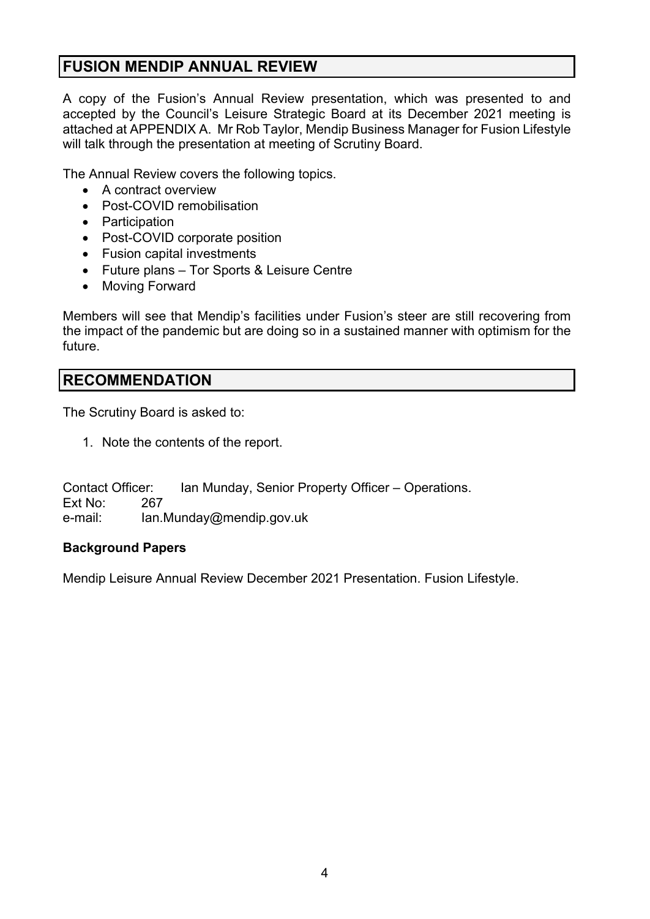## FUSION MENDIP ANNUAL REVIEW

A copy of the Fusion's Annual Review presentation, which was presented to and accepted by the Council's Leisure Strategic Board at its December 2021 meeting is attached at APPENDIX A. Mr Rob Taylor, Mendip Business Manager for Fusion Lifestyle will talk through the presentation at meeting of Scrutiny Board.

The Annual Review covers the following topics.

- A contract overview
- Post-COVID remobilisation
- Participation
- Post-COVID corporate position
- Fusion capital investments
- Future plans – Tor Sports & Leisure Centre
- Moving Forward

Members will see that Mendip's facilities under Fusion's steer are still recovering from the impact of the pandemic but are doing so in a sustained manner with optimism for the future.

## RECOMMENDATION

The Scrutiny Board is asked to:

1. Note the contents of the report.

Contact Officer: Ian Munday, Senior Property Officer – Operations.
Ext No: 267
e-mail: Ian.Munday@mendip.gov.uk

**Background Papers**

Mendip Leisure Annual Review December 2021 Presentation. Fusion Lifestyle.